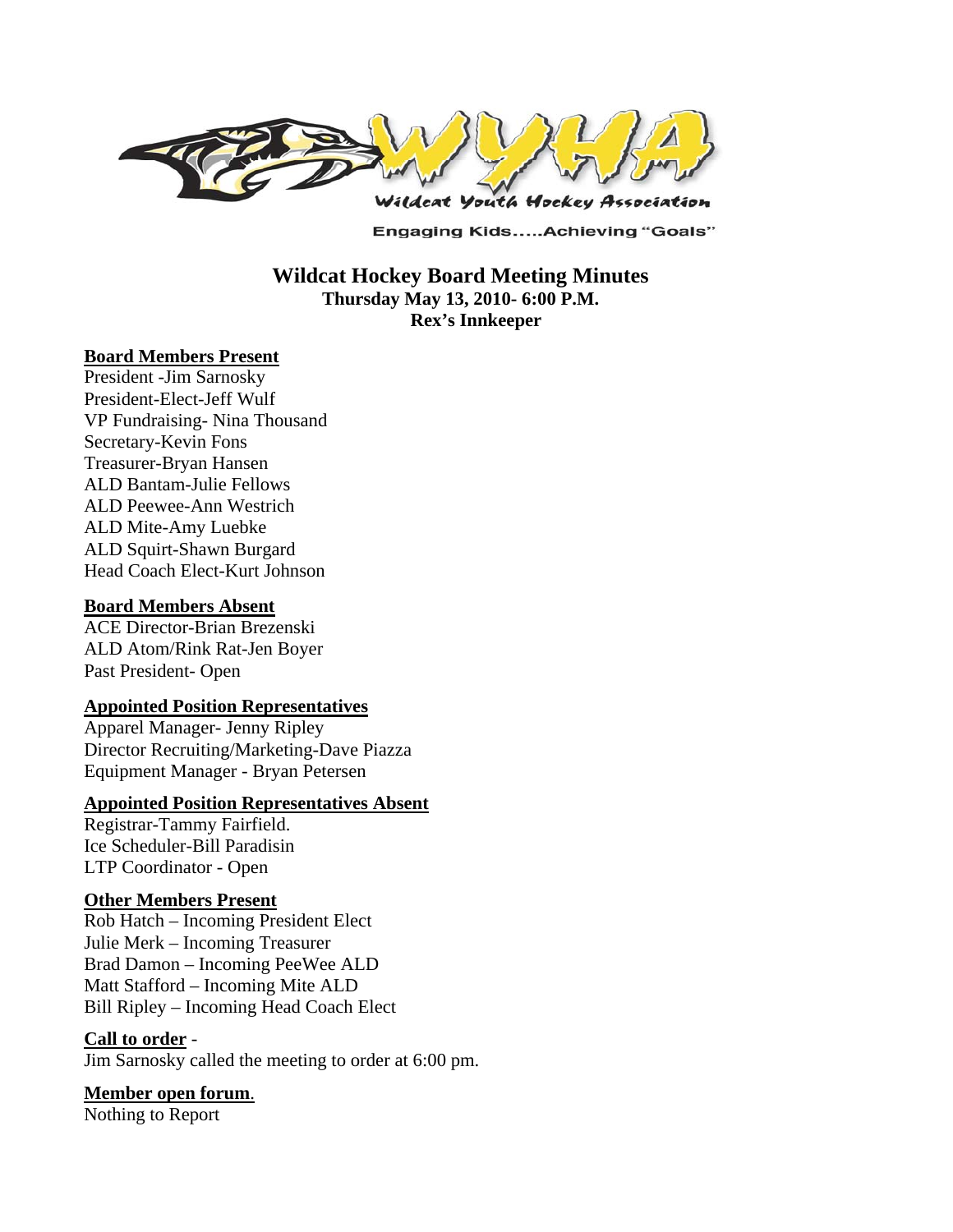Engaging Kids.....Achieving "Goals"

# Wildcat Hockey Board Meeting Minutes

**Thursday May 13, 2010- 6:00 P.M.**
**Rex's Innkeeper**

## Board Members Present

President -Jim Sarnosky
President-Elect-Jeff Wulf
VP Fundraising- Nina Thousand
Secretary-Kevin Fons
Treasurer-Bryan Hansen
ALD Bantam-Julie Fellows
ALD Peewee-Ann Westrich
ALD Mite-Amy Luebke
ALD Squirt-Shawn Burgard
Head Coach Elect-Kurt Johnson

## Board Members Absent

ACE Director-Brian Brezenski
ALD Atom/Rink Rat-Jen Boyer
Past President- Open

## Appointed Position Representatives

Apparel Manager- Jenny Ripley
Director Recruiting/Marketing-Dave Piazza
Equipment Manager - Bryan Petersen

## Appointed Position Representatives Absent

Registrar-Tammy Fairfield.
Ice Scheduler-Bill Paradisin
LTP Coordinator - Open

## Other Members Present

Rob Hatch – Incoming President Elect
Julie Merk – Incoming Treasurer
Brad Damon – Incoming PeeWee ALD
Matt Stafford – Incoming Mite ALD
Bill Ripley – Incoming Head Coach Elect

## Call to order -

Jim Sarnosky called the meeting to order at 6:00 pm.

## Member open forum.

Nothing to Report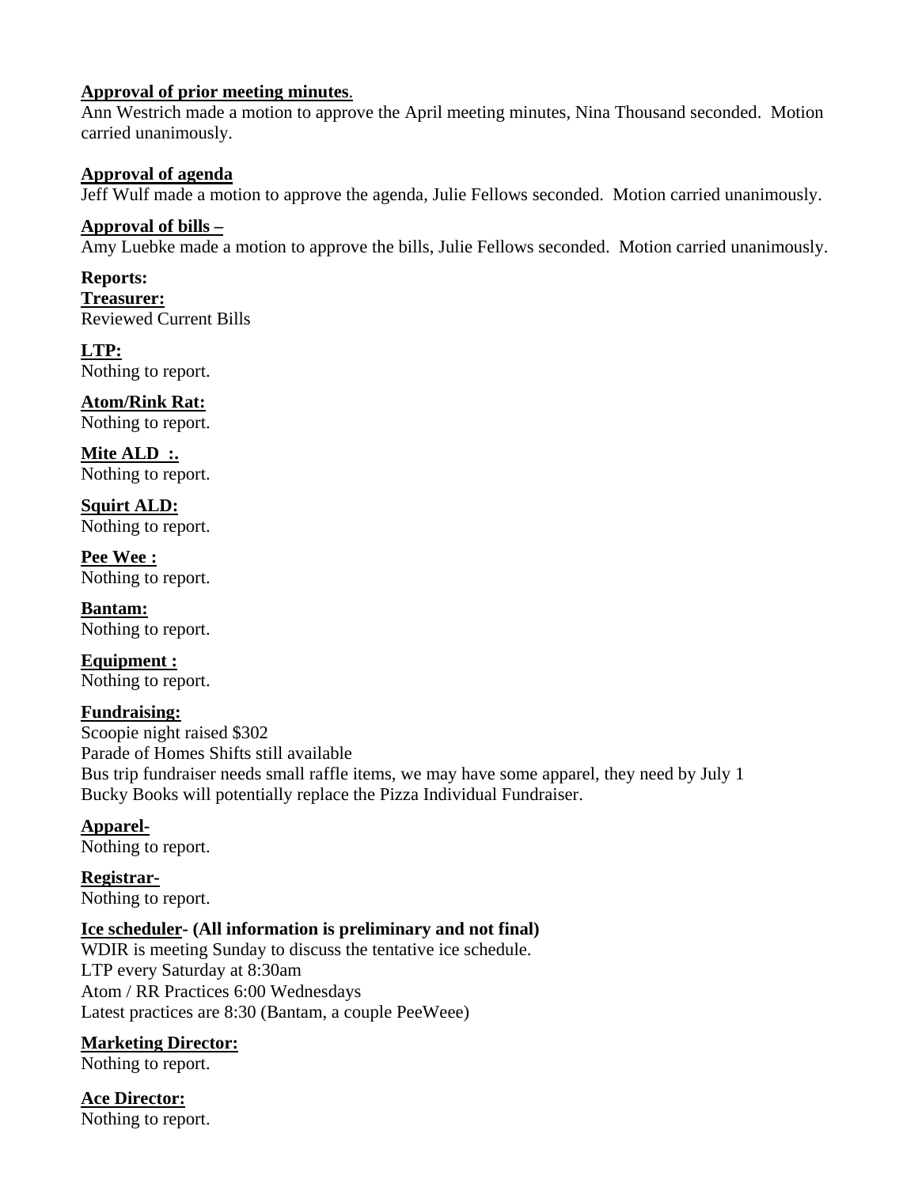**<u>Approval of prior meeting minutes</u>**.
Ann Westrich made a motion to approve the April meeting minutes, Nina Thousand seconded. Motion carried unanimously.

**<u>Approval of agenda</u>**
Jeff Wulf made a motion to approve the agenda, Julie Fellows seconded. Motion carried unanimously.

**<u>Approval of bills –</u>**
Amy Luebke made a motion to approve the bills, Julie Fellows seconded. Motion carried unanimously.

**Reports:**
**<u>Treasurer:</u>**
Reviewed Current Bills

**<u>LTP:</u>**
Nothing to report.

**<u>Atom/Rink Rat:</u>**
Nothing to report.

**<u>Mite ALD :.</u>**
Nothing to report.

**<u>Squirt ALD:</u>**
Nothing to report.

**<u>Pee Wee :</u>**
Nothing to report.

**<u>Bantam:</u>**
Nothing to report.

**<u>Equipment :</u>**
Nothing to report.

**<u>Fundraising:</u>**
Scoopie night raised $302
Parade of Homes Shifts still available
Bus trip fundraiser needs small raffle items, we may have some apparel, they need by July 1
Bucky Books will potentially replace the Pizza Individual Fundraiser.

**<u>Apparel-</u>**
Nothing to report.

**<u>Registrar-</u>**
Nothing to report.

**<u>Ice scheduler</u>- (All information is preliminary and not final)**
WDIR is meeting Sunday to discuss the tentative ice schedule.
LTP every Saturday at 8:30am
Atom / RR Practices 6:00 Wednesdays
Latest practices are 8:30 (Bantam, a couple PeeWeee)

**<u>Marketing Director:</u>**
Nothing to report.

**<u>Ace Director:</u>**
Nothing to report.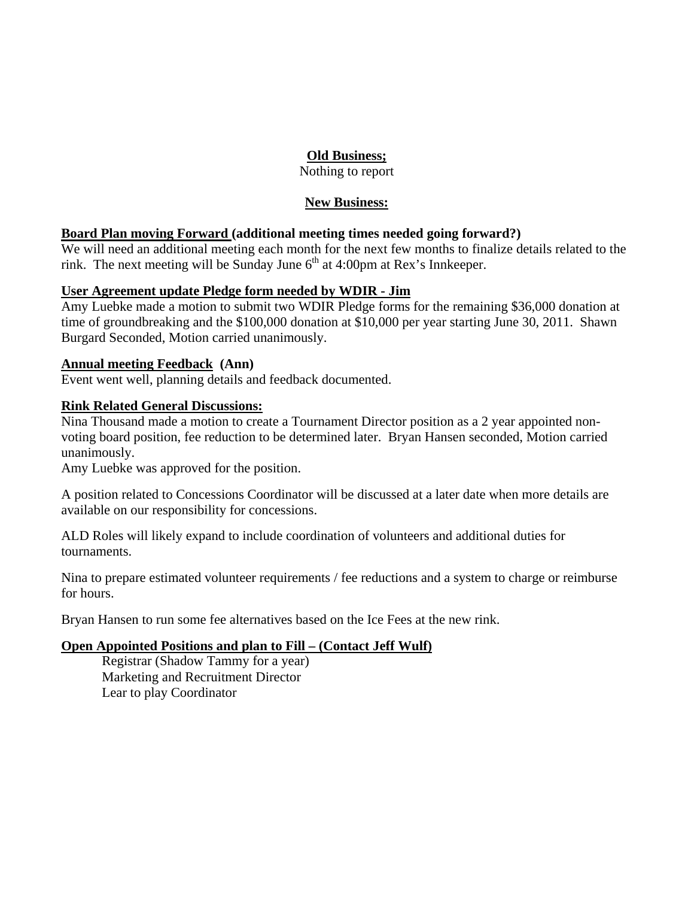## Old Business;

Nothing to report

## New Business:

**Board Plan moving Forward (additional meeting times needed going forward?)**

We will need an additional meeting each month for the next few months to finalize details related to the rink. The next meeting will be Sunday June 6th at 4:00pm at Rex's Innkeeper.

**User Agreement update Pledge form needed by WDIR - Jim**

Amy Luebke made a motion to submit two WDIR Pledge forms for the remaining $36,000 donation at time of groundbreaking and the $100,000 donation at $10,000 per year starting June 30, 2011. Shawn Burgard Seconded, Motion carried unanimously.

**Annual meeting Feedback (Ann)**

Event went well, planning details and feedback documented.

**Rink Related General Discussions:**

Nina Thousand made a motion to create a Tournament Director position as a 2 year appointed non-voting board position, fee reduction to be determined later. Bryan Hansen seconded, Motion carried unanimously.

Amy Luebke was approved for the position.

A position related to Concessions Coordinator will be discussed at a later date when more details are available on our responsibility for concessions.

ALD Roles will likely expand to include coordination of volunteers and additional duties for tournaments.

Nina to prepare estimated volunteer requirements / fee reductions and a system to charge or reimburse for hours.

Bryan Hansen to run some fee alternatives based on the Ice Fees at the new rink.

**Open Appointed Positions and plan to Fill – (Contact Jeff Wulf)**

- Registrar (Shadow Tammy for a year)
- Marketing and Recruitment Director
- Lear to play Coordinator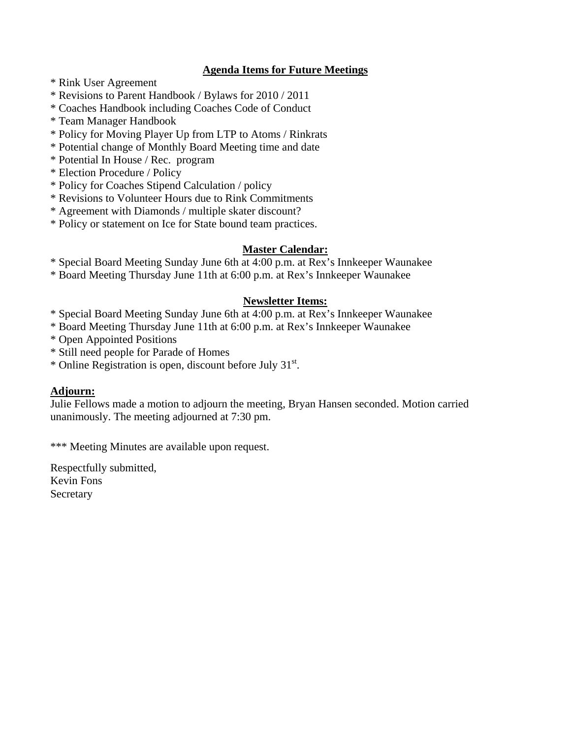## Agenda Items for Future Meetings

* Rink User Agreement
* Revisions to Parent Handbook / Bylaws for 2010 / 2011
* Coaches Handbook including Coaches Code of Conduct
* Team Manager Handbook
* Policy for Moving Player Up from LTP to Atoms / Rinkrats
* Potential change of Monthly Board Meeting time and date
* Potential In House / Rec. program
* Election Procedure / Policy
* Policy for Coaches Stipend Calculation / policy
* Revisions to Volunteer Hours due to Rink Commitments
* Agreement with Diamonds / multiple skater discount?
* Policy or statement on Ice for State bound team practices.

## Master Calendar:

* Special Board Meeting Sunday June 6th at 4:00 p.m. at Rex's Innkeeper Waunakee
* Board Meeting Thursday June 11th at 6:00 p.m. at Rex's Innkeeper Waunakee

## Newsletter Items:

* Special Board Meeting Sunday June 6th at 4:00 p.m. at Rex's Innkeeper Waunakee
* Board Meeting Thursday June 11th at 6:00 p.m. at Rex's Innkeeper Waunakee
* Open Appointed Positions
* Still need people for Parade of Homes
* Online Registration is open, discount before July 31st.

**Adjourn:**

Julie Fellows made a motion to adjourn the meeting, Bryan Hansen seconded. Motion carried unanimously. The meeting adjourned at 7:30 pm.

*** Meeting Minutes are available upon request.

Respectfully submitted,
Kevin Fons
Secretary